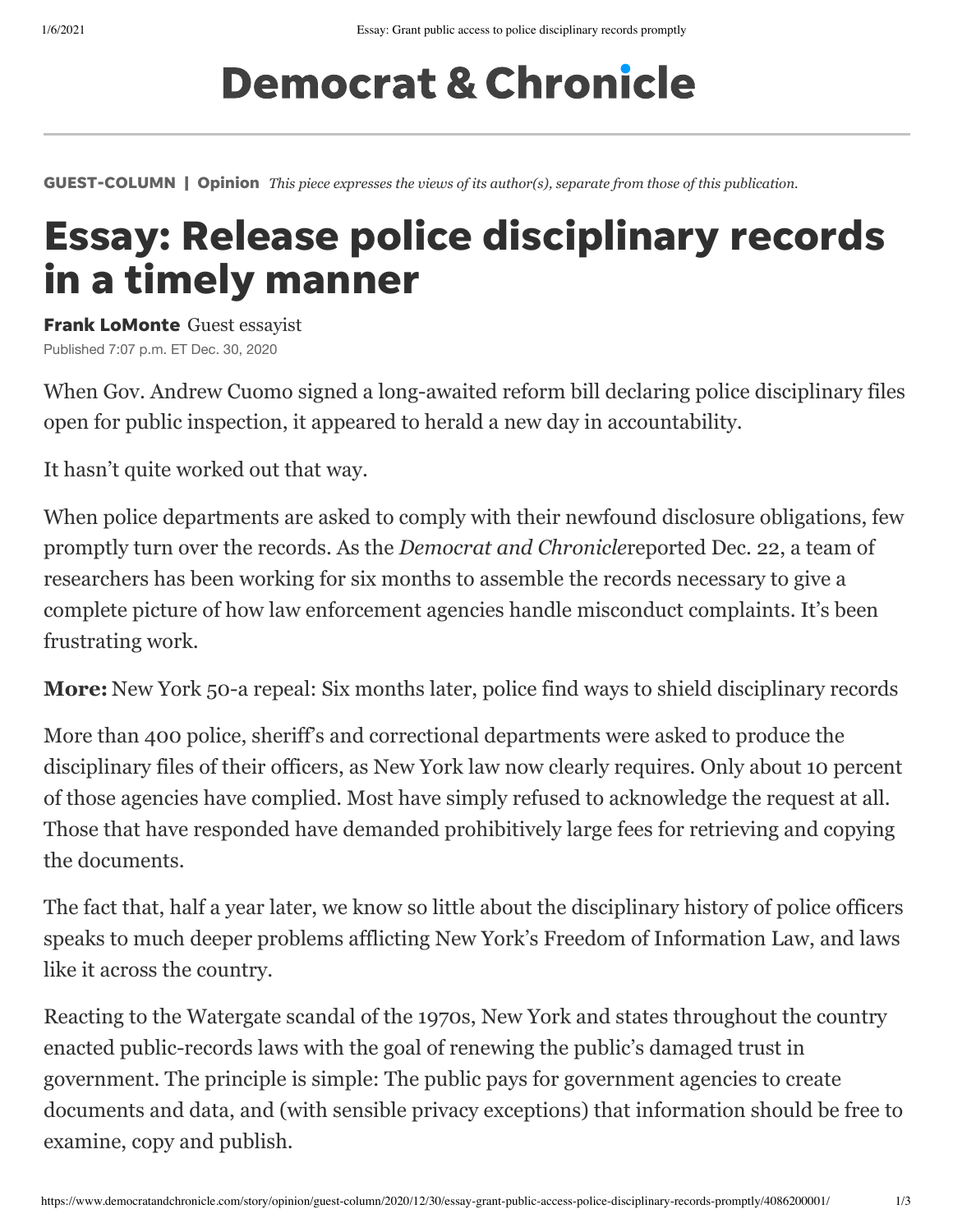# Democrat & Chronicle

**GUEST-COLUMN | Opinion** *This piece expresses the views of its author(s), separate from those of this publication.*

# Essay: Release police disciplinary records in a timely manner

**Frank LoMonte** Guest essayist

Published 7:07 p.m. ET Dec. 30, 2020

When Gov. Andrew Cuomo signed a long-awaited reform bill declaring police disciplinary files open for public inspection, it appeared to herald a new day in accountability.

It hasn't quite worked out that way.

When police departments are asked to comply with their newfound disclosure obligations, few promptly turn over the records. As the *Democrat and Chronicle*reported Dec. 22, a team of researchers has been working for six months to assemble the records necessary to give a complete picture of how law enforcement agencies handle misconduct complaints. It's been frustrating work.

**More:** New York 50-a repeal: Six months later, police find ways to shield disciplinary records

More than 400 police, sheriff's and correctional departments were asked to produce the disciplinary files of their officers, as New York law now clearly requires. Only about 10 percent of those agencies have complied. Most have simply refused to acknowledge the request at all. Those that have responded have demanded prohibitively large fees for retrieving and copying the documents.

The fact that, half a year later, we know so little about the disciplinary history of police officers speaks to much deeper problems afflicting New York's Freedom of Information Law, and laws like it across the country.

Reacting to the Watergate scandal of the 1970s, New York and states throughout the country enacted public-records laws with the goal of renewing the public's damaged trust in government. The principle is simple: The public pays for government agencies to create documents and data, and (with sensible privacy exceptions) that information should be free to examine, copy and publish.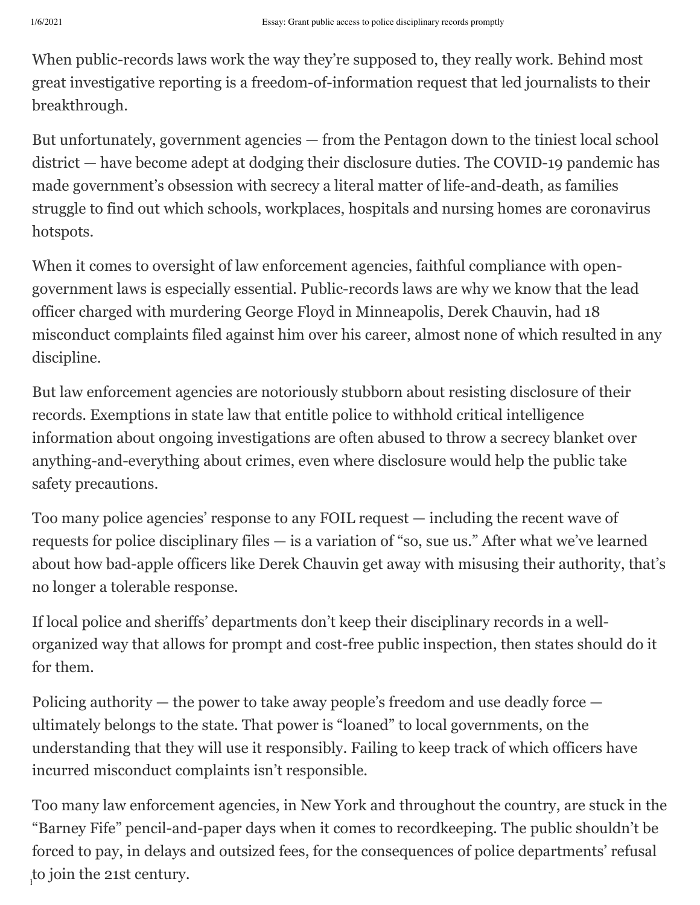When public-records laws work the way they're supposed to, they really work. Behind most great investigative reporting is a freedom-of-information request that led journalists to their breakthrough.

But unfortunately, government agencies — from the Pentagon down to the tiniest local school district — have become adept at dodging their disclosure duties. The COVID-19 pandemic has made government's obsession with secrecy a literal matter of life-and-death, as families struggle to find out which schools, workplaces, hospitals and nursing homes are coronavirus hotspots.

When it comes to oversight of law enforcement agencies, faithful compliance with open-government laws is especially essential. Public-records laws are why we know that the lead officer charged with murdering George Floyd in Minneapolis, Derek Chauvin, had 18 misconduct complaints filed against him over his career, almost none of which resulted in any discipline.

But law enforcement agencies are notoriously stubborn about resisting disclosure of their records. Exemptions in state law that entitle police to withhold critical intelligence information about ongoing investigations are often abused to throw a secrecy blanket over anything-and-everything about crimes, even where disclosure would help the public take safety precautions.

Too many police agencies' response to any FOIL request — including the recent wave of requests for police disciplinary files — is a variation of "so, sue us." After what we've learned about how bad-apple officers like Derek Chauvin get away with misusing their authority, that's no longer a tolerable response.

If local police and sheriffs' departments don't keep their disciplinary records in a well-organized way that allows for prompt and cost-free public inspection, then states should do it for them.

Policing authority — the power to take away people's freedom and use deadly force — ultimately belongs to the state. That power is "loaned" to local governments, on the understanding that they will use it responsibly. Failing to keep track of which officers have incurred misconduct complaints isn't responsible.

Too many law enforcement agencies, in New York and throughout the country, are stuck in the "Barney Fife" pencil-and-paper days when it comes to recordkeeping. The public shouldn't be forced to pay, in delays and outsized fees, for the consequences of police departments' refusal to join the 21st century.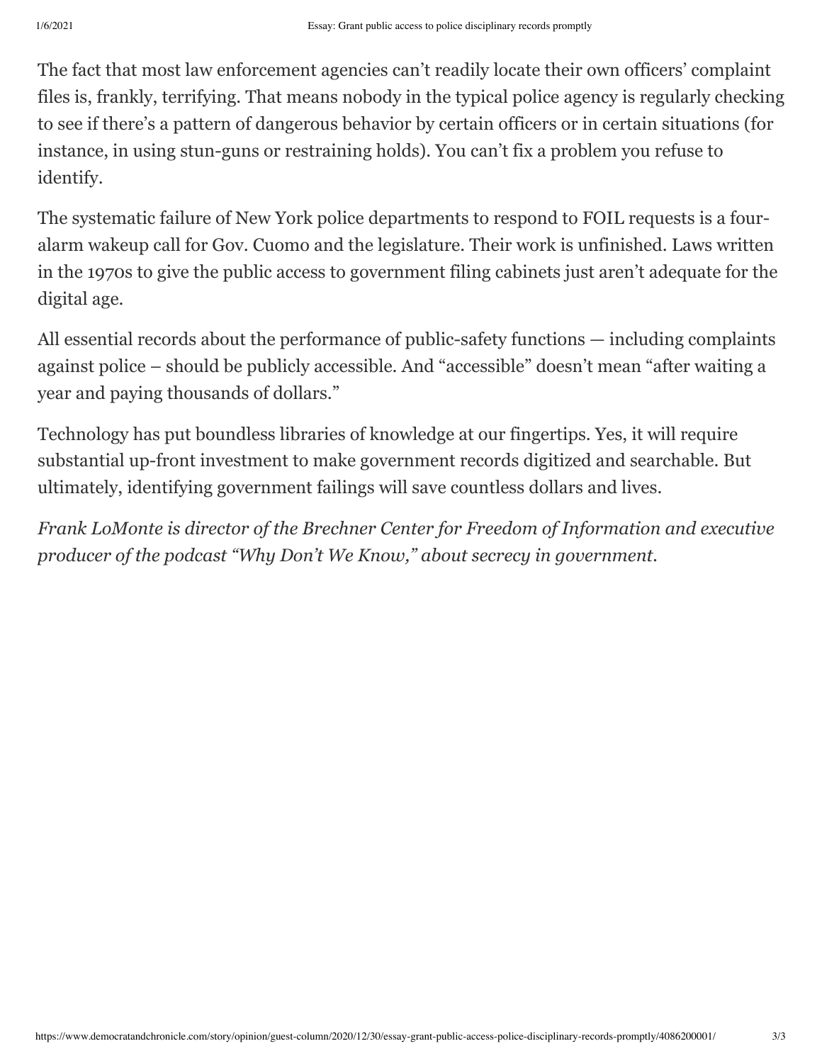The fact that most law enforcement agencies can't readily locate their own officers' complaint files is, frankly, terrifying. That means nobody in the typical police agency is regularly checking to see if there's a pattern of dangerous behavior by certain officers or in certain situations (for instance, in using stun-guns or restraining holds). You can't fix a problem you refuse to identify.

The systematic failure of New York police departments to respond to FOIL requests is a four-alarm wakeup call for Gov. Cuomo and the legislature. Their work is unfinished. Laws written in the 1970s to give the public access to government filing cabinets just aren't adequate for the digital age.

All essential records about the performance of public-safety functions — including complaints against police – should be publicly accessible. And "accessible" doesn't mean "after waiting a year and paying thousands of dollars."

Technology has put boundless libraries of knowledge at our fingertips. Yes, it will require substantial up-front investment to make government records digitized and searchable. But ultimately, identifying government failings will save countless dollars and lives.

*Frank LoMonte is director of the Brechner Center for Freedom of Information and executive producer of the podcast "Why Don't We Know," about secrecy in government.*